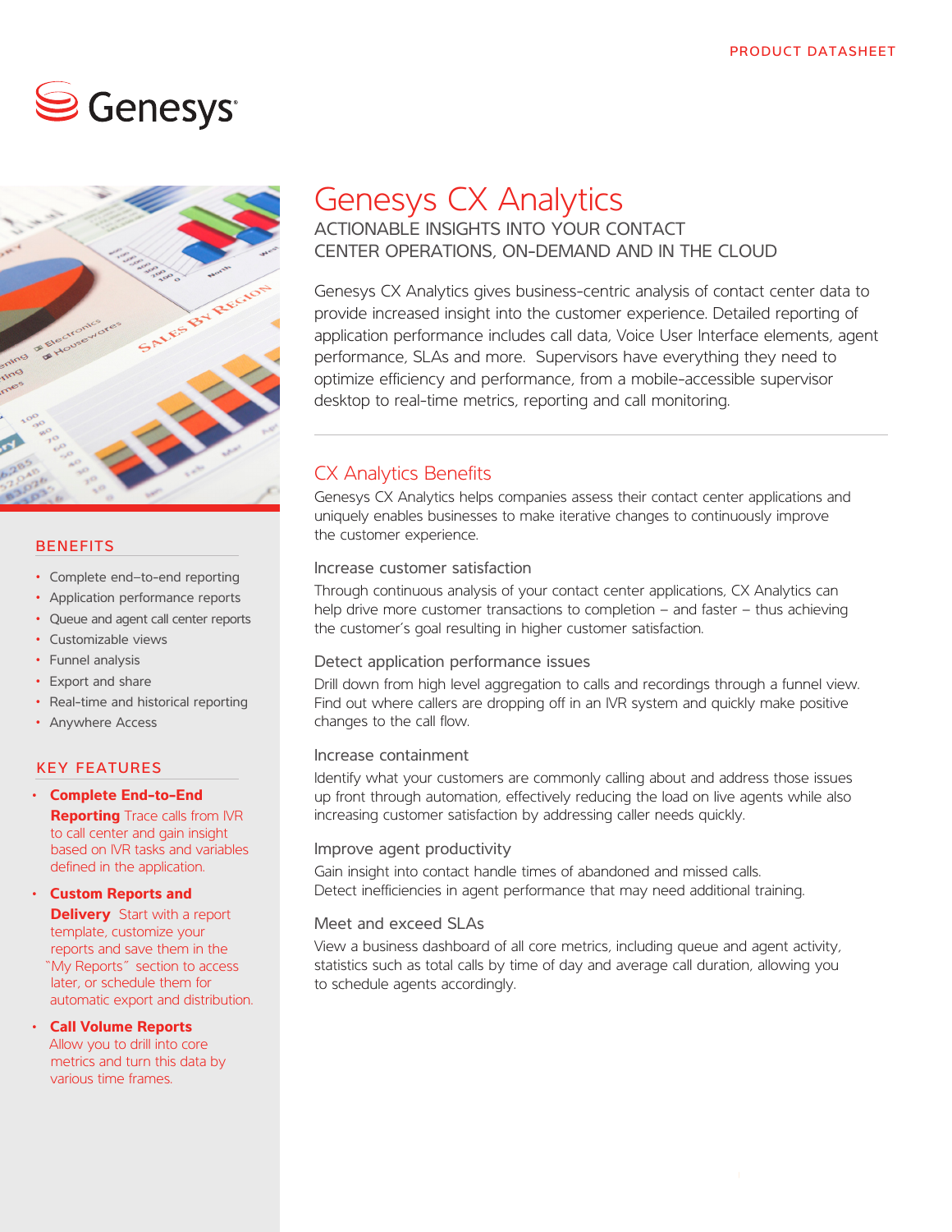PRODUCT DATASHEET

Genesys

# Genesys CX Analytics

ACTIONABLE INSIGHTS INTO YOUR CONTACT CENTER OPERATIONS, ON-DEMAND AND IN THE CLOUD

Genesys CX Analytics gives business-centric analysis of contact center data to provide increased insight into the customer experience. Detailed reporting of application performance includes call data, Voice User Interface elements, agent performance, SLAs and more. Supervisors have everything they need to optimize efficiency and performance, from a mobile-accessible supervisor desktop to real-time metrics, reporting and call monitoring.

## CX Analytics Benefits

Genesys CX Analytics helps companies assess their contact center applications and uniquely enables businesses to make iterative changes to continuously improve the customer experience.

### Increase customer satisfaction

Through continuous analysis of your contact center applications, CX Analytics can help drive more customer transactions to completion – and faster – thus achieving the customer's goal resulting in higher customer satisfaction.

### Detect application performance issues

Drill down from high level aggregation to calls and recordings through a funnel view. Find out where callers are dropping off in an IVR system and quickly make positive changes to the call flow.

### Increase containment

Identify what your customers are commonly calling about and address those issues up front through automation, effectively reducing the load on live agents while also increasing customer satisfaction by addressing caller needs quickly.

### Improve agent productivity

Gain insight into contact handle times of abandoned and missed calls. Detect inefficiencies in agent performance that may need additional training.

### Meet and exceed SLAs

View a business dashboard of all core metrics, including queue and agent activity, statistics such as total calls by time of day and average call duration, allowing you to schedule agents accordingly.

## BENEFITS

- Complete end-to-end reporting
- Application performance reports
- Queue and agent call center reports
- Customizable views
- Funnel analysis
- Export and share
- Real-time and historical reporting
- Anywhere Access

## KEY FEATURES

- **Complete End-to-End Reporting** Trace calls from IVR to call center and gain insight based on IVR tasks and variables defined in the application.
- **Custom Reports and Delivery** Start with a report template, customize your reports and save them in the "My Reports" section to access later, or schedule them for automatic export and distribution.
- **Call Volume Reports** Allow you to drill into core metrics and turn this data by various time frames.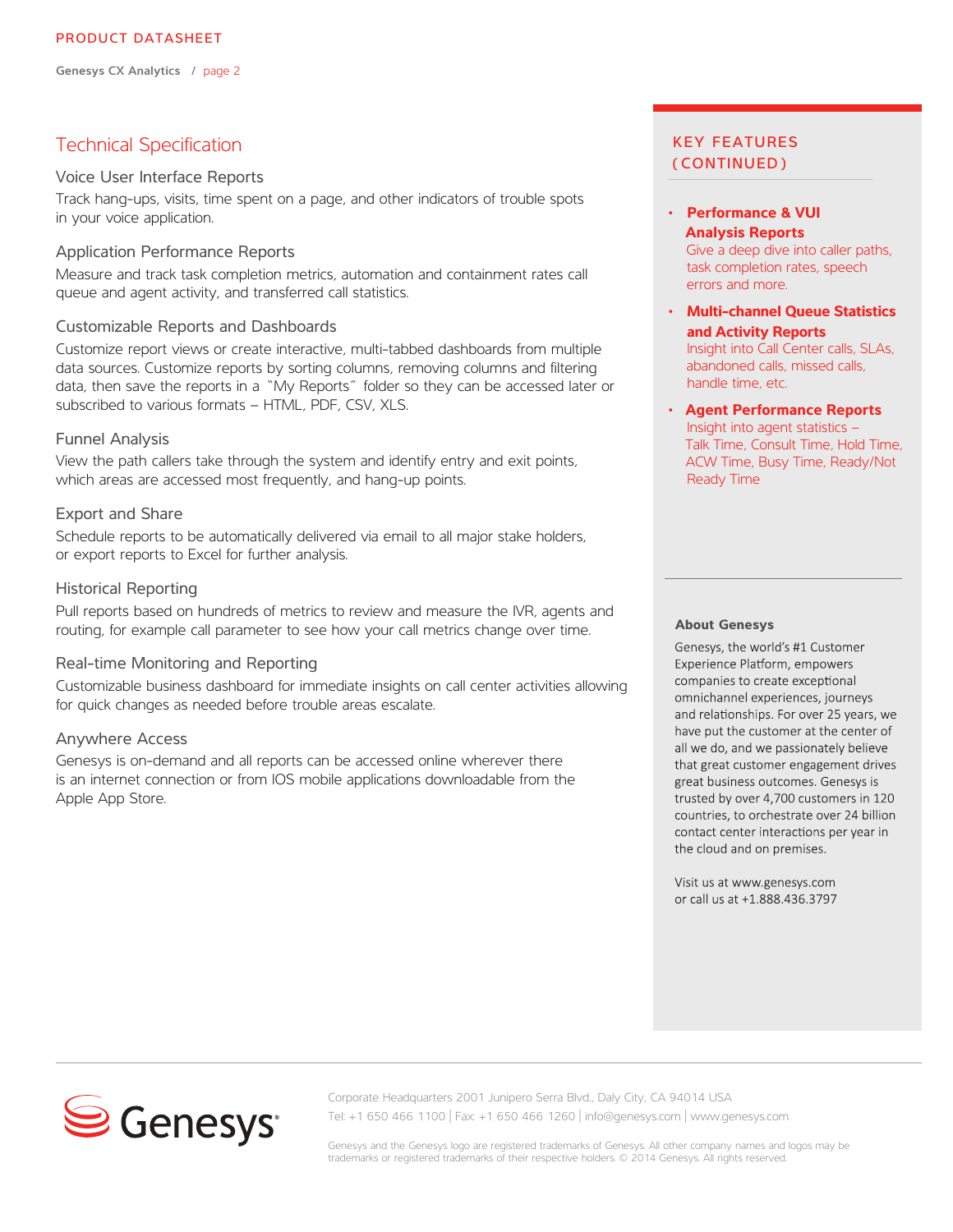PRODUCT DATASHEET

## Technical Specification

### Voice User Interface Reports

Track hang-ups, visits, time spent on a page, and other indicators of trouble spots in your voice application.

### Application Performance Reports

Measure and track task completion metrics, automation and containment rates call queue and agent activity, and transferred call statistics.

### Customizable Reports and Dashboards

Customize report views or create interactive, multi-tabbed dashboards from multiple data sources. Customize reports by sorting columns, removing columns and filtering data, then save the reports in a "My Reports" folder so they can be accessed later or subscribed to various formats – HTML, PDF, CSV, XLS.

### Funnel Analysis

View the path callers take through the system and identify entry and exit points, which areas are accessed most frequently, and hang-up points.

### Export and Share

Schedule reports to be automatically delivered via email to all major stake holders, or export reports to Excel for further analysis.

### Historical Reporting

Pull reports based on hundreds of metrics to review and measure the IVR, agents and routing, for example call parameter to see how your call metrics change over time.

### Real-time Monitoring and Reporting

Customizable business dashboard for immediate insights on call center activities allowing for quick changes as needed before trouble areas escalate.

### Anywhere Access

Genesys is on-demand and all reports can be accessed online wherever there is an internet connection or from IOS mobile applications downloadable from the Apple App Store.

## KEY FEATURES (CONTINUED)

- **Performance & VUI Analysis Reports**
  Give a deep dive into caller paths, task completion rates, speech errors and more.
- **Multi-channel Queue Statistics and Activity Reports**
  Insight into Call Center calls, SLAs, abandoned calls, missed calls, handle time, etc.
- **Agent Performance Reports**
  Insight into agent statistics – Talk Time, Consult Time, Hold Time, ACW Time, Busy Time, Ready/Not Ready Time

### About Genesys

Genesys, the world's #1 Customer Experience Platform, empowers companies to create exceptional omnichannel experiences, journeys and relationships. For over 25 years, we have put the customer at the center of all we do, and we passionately believe that great customer engagement drives great business outcomes. Genesys is trusted by over 4,700 customers in 120 countries, to orchestrate over 24 billion contact center interactions per year in the cloud and on premises.

Visit us at www.genesys.com
or call us at +1.888.436.3797

Genesys

Corporate Headquarters 2001 Junipero Serra Blvd., Daly City, CA 94014 USA
Tel: +1 650 466 1100 | Fax: +1 650 466 1260 | info@genesys.com | www.genesys.com

Genesys and the Genesys logo are registered trademarks of Genesys. All other company names and logos may be trademarks or registered trademarks of their respective holders. © 2014 Genesys. All rights reserved.